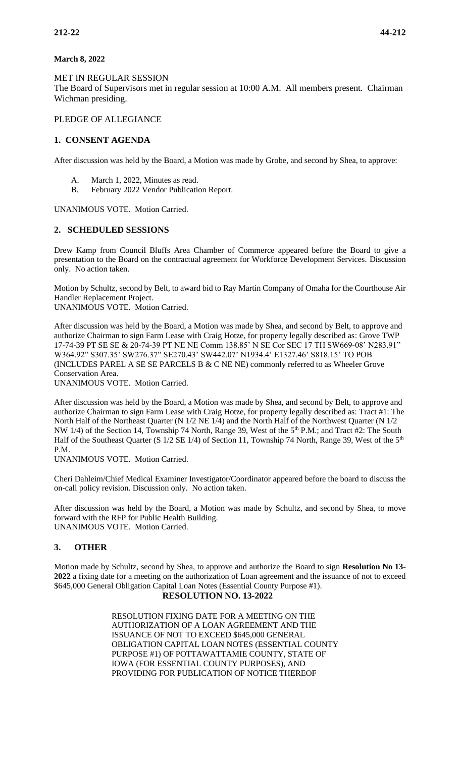**March 8, 2022**

MET IN REGULAR SESSION
The Board of Supervisors met in regular session at 10:00 A.M. All members present. Chairman Wichman presiding.

PLEDGE OF ALLEGIANCE

## 1. CONSENT AGENDA

After discussion was held by the Board, a Motion was made by Grobe, and second by Shea, to approve:

A. March 1, 2022, Minutes as read.
B. February 2022 Vendor Publication Report.

UNANIMOUS VOTE. Motion Carried.

## 2. SCHEDULED SESSIONS

Drew Kamp from Council Bluffs Area Chamber of Commerce appeared before the Board to give a presentation to the Board on the contractual agreement for Workforce Development Services. Discussion only. No action taken.

Motion by Schultz, second by Belt, to award bid to Ray Martin Company of Omaha for the Courthouse Air Handler Replacement Project.
UNANIMOUS VOTE. Motion Carried.

After discussion was held by the Board, a Motion was made by Shea, and second by Belt, to approve and authorize Chairman to sign Farm Lease with Craig Hotze, for property legally described as: Grove TWP 17-74-39 PT SE SE & 20-74-39 PT NE NE Comm 138.85' N SE Cor SEC 17 TH SW669-08' N283.91" W364.92" S307.35' SW276.37" SE270.43' SW442.07' N1934.4' E1327.46' S818.15' TO POB (INCLUDES PAREL A SE SE PARCELS B & C NE NE) commonly referred to as Wheeler Grove Conservation Area.
UNANIMOUS VOTE. Motion Carried.

After discussion was held by the Board, a Motion was made by Shea, and second by Belt, to approve and authorize Chairman to sign Farm Lease with Craig Hotze, for property legally described as: Tract #1: The North Half of the Northeast Quarter (N 1/2 NE 1/4) and the North Half of the Northwest Quarter (N 1/2 NW 1/4) of the Section 14, Township 74 North, Range 39, West of the 5th P.M.; and Tract #2: The South Half of the Southeast Quarter (S 1/2 SE 1/4) of Section 11, Township 74 North, Range 39, West of the 5th P.M.
UNANIMOUS VOTE. Motion Carried.

Cheri Dahleim/Chief Medical Examiner Investigator/Coordinator appeared before the board to discuss the on-call policy revision. Discussion only. No action taken.

After discussion was held by the Board, a Motion was made by Schultz, and second by Shea, to move forward with the RFP for Public Health Building.
UNANIMOUS VOTE. Motion Carried.

## 3. OTHER

Motion made by Schultz, second by Shea, to approve and authorize the Board to sign **Resolution No 13-2022** a fixing date for a meeting on the authorization of Loan agreement and the issuance of not to exceed $645,000 General Obligation Capital Loan Notes (Essential County Purpose #1).

**RESOLUTION NO. 13-2022**

RESOLUTION FIXING DATE FOR A MEETING ON THE AUTHORIZATION OF A LOAN AGREEMENT AND THE ISSUANCE OF NOT TO EXCEED $645,000 GENERAL OBLIGATION CAPITAL LOAN NOTES (ESSENTIAL COUNTY PURPOSE #1) OF POTTAWATTAMIE COUNTY, STATE OF IOWA (FOR ESSENTIAL COUNTY PURPOSES), AND PROVIDING FOR PUBLICATION OF NOTICE THEREOF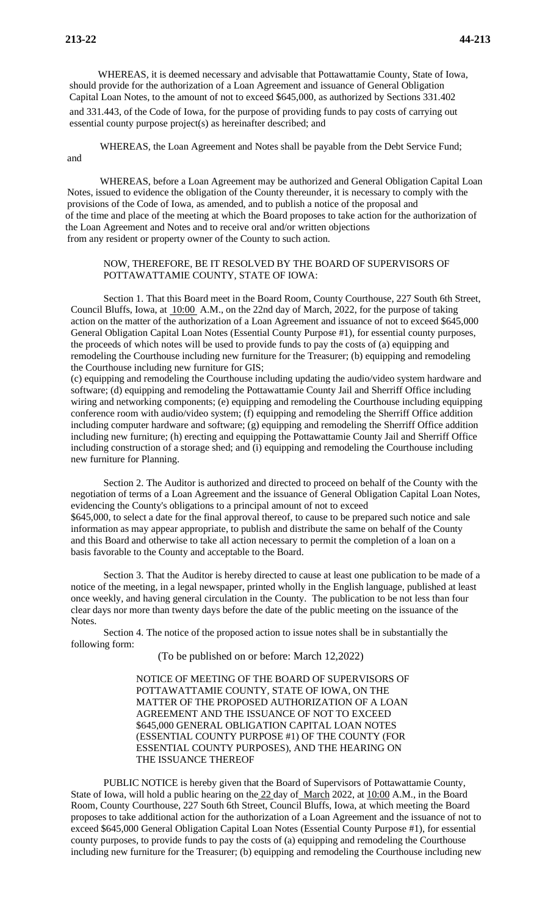WHEREAS, it is deemed necessary and advisable that Pottawattamie County, State of Iowa, should provide for the authorization of a Loan Agreement and issuance of General Obligation Capital Loan Notes, to the amount of not to exceed $645,000, as authorized by Sections 331.402 and 331.443, of the Code of Iowa, for the purpose of providing funds to pay costs of carrying out essential county purpose project(s) as hereinafter described; and

WHEREAS, the Loan Agreement and Notes shall be payable from the Debt Service Fund; and

WHEREAS, before a Loan Agreement may be authorized and General Obligation Capital Loan Notes, issued to evidence the obligation of the County thereunder, it is necessary to comply with the provisions of the Code of Iowa, as amended, and to publish a notice of the proposal and of the time and place of the meeting at which the Board proposes to take action for the authorization of the Loan Agreement and Notes and to receive oral and/or written objections from any resident or property owner of the County to such action.

NOW, THEREFORE, BE IT RESOLVED BY THE BOARD OF SUPERVISORS OF POTTAWATTAMIE COUNTY, STATE OF IOWA:

Section 1. That this Board meet in the Board Room, County Courthouse, 227 South 6th Street, Council Bluffs, Iowa, at 10:00 A.M., on the 22nd day of March, 2022, for the purpose of taking action on the matter of the authorization of a Loan Agreement and issuance of not to exceed $645,000 General Obligation Capital Loan Notes (Essential County Purpose #1), for essential county purposes, the proceeds of which notes will be used to provide funds to pay the costs of (a) equipping and remodeling the Courthouse including new furniture for the Treasurer; (b) equipping and remodeling the Courthouse including new furniture for GIS;
(c) equipping and remodeling the Courthouse including updating the audio/video system hardware and software; (d) equipping and remodeling the Pottawattamie County Jail and Sherriff Office including wiring and networking components; (e) equipping and remodeling the Courthouse including equipping conference room with audio/video system; (f) equipping and remodeling the Sherriff Office addition including computer hardware and software; (g) equipping and remodeling the Sherriff Office addition including new furniture; (h) erecting and equipping the Pottawattamie County Jail and Sherriff Office including construction of a storage shed; and (i) equipping and remodeling the Courthouse including new furniture for Planning.

Section 2. The Auditor is authorized and directed to proceed on behalf of the County with the negotiation of terms of a Loan Agreement and the issuance of General Obligation Capital Loan Notes, evidencing the County's obligations to a principal amount of not to exceed $645,000, to select a date for the final approval thereof, to cause to be prepared such notice and sale information as may appear appropriate, to publish and distribute the same on behalf of the County and this Board and otherwise to take all action necessary to permit the completion of a loan on a basis favorable to the County and acceptable to the Board.

Section 3. That the Auditor is hereby directed to cause at least one publication to be made of a notice of the meeting, in a legal newspaper, printed wholly in the English language, published at least once weekly, and having general circulation in the County. The publication to be not less than four clear days nor more than twenty days before the date of the public meeting on the issuance of the Notes.

Section 4. The notice of the proposed action to issue notes shall be in substantially the following form:

(To be published on or before: March 12,2022)

NOTICE OF MEETING OF THE BOARD OF SUPERVISORS OF POTTAWATTAMIE COUNTY, STATE OF IOWA, ON THE MATTER OF THE PROPOSED AUTHORIZATION OF A LOAN AGREEMENT AND THE ISSUANCE OF NOT TO EXCEED $645,000 GENERAL OBLIGATION CAPITAL LOAN NOTES (ESSENTIAL COUNTY PURPOSE #1) OF THE COUNTY (FOR ESSENTIAL COUNTY PURPOSES), AND THE HEARING ON THE ISSUANCE THEREOF

PUBLIC NOTICE is hereby given that the Board of Supervisors of Pottawattamie County, State of Iowa, will hold a public hearing on the 22 day of March 2022, at 10:00 A.M., in the Board Room, County Courthouse, 227 South 6th Street, Council Bluffs, Iowa, at which meeting the Board proposes to take additional action for the authorization of a Loan Agreement and the issuance of not to exceed $645,000 General Obligation Capital Loan Notes (Essential County Purpose #1), for essential county purposes, to provide funds to pay the costs of (a) equipping and remodeling the Courthouse including new furniture for the Treasurer; (b) equipping and remodeling the Courthouse including new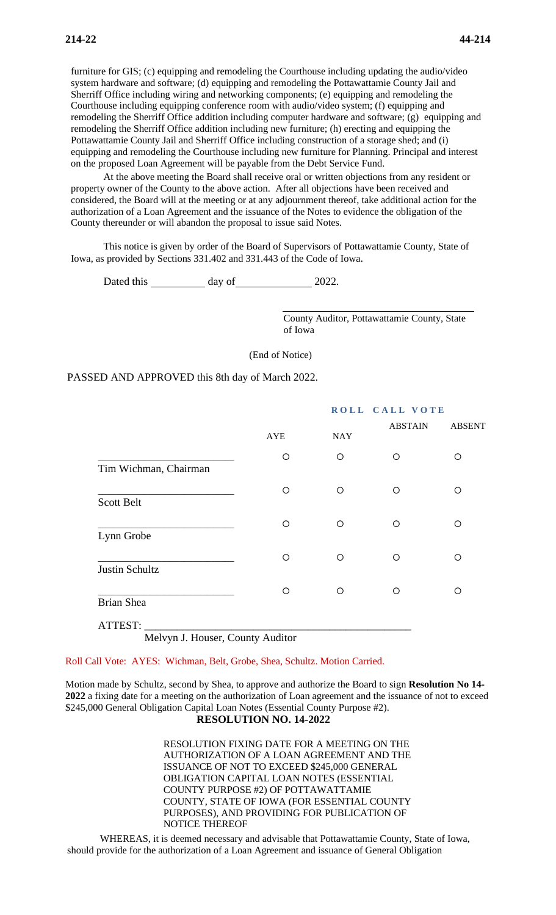furniture for GIS; (c) equipping and remodeling the Courthouse including updating the audio/video system hardware and software; (d) equipping and remodeling the Pottawattamie County Jail and Sherriff Office including wiring and networking components; (e) equipping and remodeling the Courthouse including equipping conference room with audio/video system; (f) equipping and remodeling the Sherriff Office addition including computer hardware and software; (g) equipping and remodeling the Sherriff Office addition including new furniture; (h) erecting and equipping the Pottawattamie County Jail and Sherriff Office including construction of a storage shed; and (i) equipping and remodeling the Courthouse including new furniture for Planning. Principal and interest on the proposed Loan Agreement will be payable from the Debt Service Fund.

At the above meeting the Board shall receive oral or written objections from any resident or property owner of the County to the above action. After all objections have been received and considered, the Board will at the meeting or at any adjournment thereof, take additional action for the authorization of a Loan Agreement and the issuance of the Notes to evidence the obligation of the County thereunder or will abandon the proposal to issue said Notes.

This notice is given by order of the Board of Supervisors of Pottawattamie County, State of Iowa, as provided by Sections 331.402 and 331.443 of the Code of Iowa.

Dated this __________ day of ______________ 2022.

______________________________
County Auditor, Pottawattamie County, State of Iowa

(End of Notice)

PASSED AND APPROVED this 8th day of March 2022.

**ROLL CALL VOTE**

| | AYE | NAY | ABSTAIN | ABSENT |
|---|---|---|---|---|
| Tim Wichman, Chairman | ○ | ○ | ○ | ○ |
| Scott Belt | ○ | ○ | ○ | ○ |
| Lynn Grobe | ○ | ○ | ○ | ○ |
| Justin Schultz | ○ | ○ | ○ | ○ |
| Brian Shea | ○ | ○ | ○ | ○ |

ATTEST: ____________________________________________
Melvyn J. Houser, County Auditor

Roll Call Vote: AYES: Wichman, Belt, Grobe, Shea, Schultz. Motion Carried.

Motion made by Schultz, second by Shea, to approve and authorize the Board to sign **Resolution No 14-2022** a fixing date for a meeting on the authorization of Loan agreement and the issuance of not to exceed $245,000 General Obligation Capital Loan Notes (Essential County Purpose #2).

**RESOLUTION NO. 14-2022**

RESOLUTION FIXING DATE FOR A MEETING ON THE AUTHORIZATION OF A LOAN AGREEMENT AND THE ISSUANCE OF NOT TO EXCEED $245,000 GENERAL OBLIGATION CAPITAL LOAN NOTES (ESSENTIAL COUNTY PURPOSE #2) OF POTTAWATTAMIE COUNTY, STATE OF IOWA (FOR ESSENTIAL COUNTY PURPOSES), AND PROVIDING FOR PUBLICATION OF NOTICE THEREOF

WHEREAS, it is deemed necessary and advisable that Pottawattamie County, State of Iowa, should provide for the authorization of a Loan Agreement and issuance of General Obligation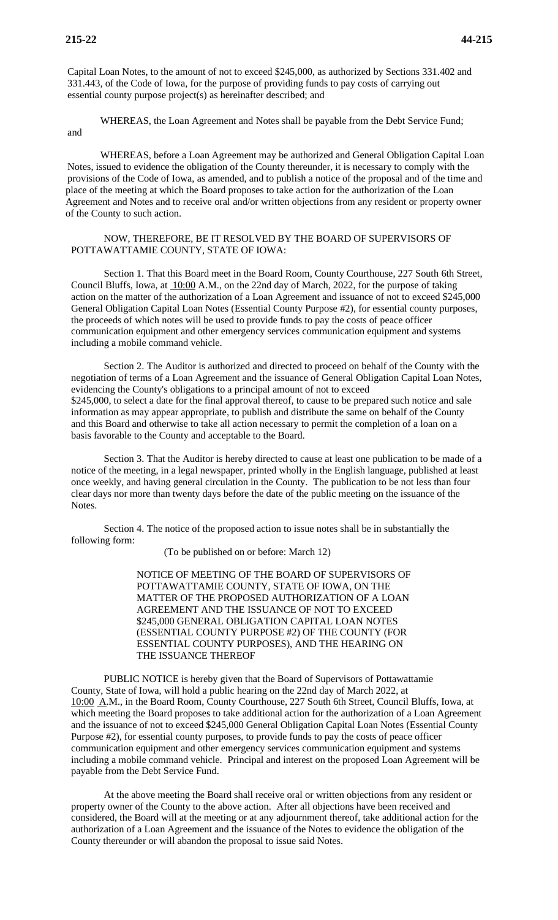Capital Loan Notes, to the amount of not to exceed $245,000, as authorized by Sections 331.402 and 331.443, of the Code of Iowa, for the purpose of providing funds to pay costs of carrying out essential county purpose project(s) as hereinafter described; and

WHEREAS, the Loan Agreement and Notes shall be payable from the Debt Service Fund; and

WHEREAS, before a Loan Agreement may be authorized and General Obligation Capital Loan Notes, issued to evidence the obligation of the County thereunder, it is necessary to comply with the provisions of the Code of Iowa, as amended, and to publish a notice of the proposal and of the time and place of the meeting at which the Board proposes to take action for the authorization of the Loan Agreement and Notes and to receive oral and/or written objections from any resident or property owner of the County to such action.

NOW, THEREFORE, BE IT RESOLVED BY THE BOARD OF SUPERVISORS OF POTTAWATTAMIE COUNTY, STATE OF IOWA:

Section 1. That this Board meet in the Board Room, County Courthouse, 227 South 6th Street, Council Bluffs, Iowa, at 10:00 A.M., on the 22nd day of March, 2022, for the purpose of taking action on the matter of the authorization of a Loan Agreement and issuance of not to exceed $245,000 General Obligation Capital Loan Notes (Essential County Purpose #2), for essential county purposes, the proceeds of which notes will be used to provide funds to pay the costs of peace officer communication equipment and other emergency services communication equipment and systems including a mobile command vehicle.

Section 2. The Auditor is authorized and directed to proceed on behalf of the County with the negotiation of terms of a Loan Agreement and the issuance of General Obligation Capital Loan Notes, evidencing the County's obligations to a principal amount of not to exceed $245,000, to select a date for the final approval thereof, to cause to be prepared such notice and sale information as may appear appropriate, to publish and distribute the same on behalf of the County and this Board and otherwise to take all action necessary to permit the completion of a loan on a basis favorable to the County and acceptable to the Board.

Section 3. That the Auditor is hereby directed to cause at least one publication to be made of a notice of the meeting, in a legal newspaper, printed wholly in the English language, published at least once weekly, and having general circulation in the County. The publication to be not less than four clear days nor more than twenty days before the date of the public meeting on the issuance of the Notes.

Section 4. The notice of the proposed action to issue notes shall be in substantially the following form:

(To be published on or before: March 12)

NOTICE OF MEETING OF THE BOARD OF SUPERVISORS OF POTTAWATTAMIE COUNTY, STATE OF IOWA, ON THE MATTER OF THE PROPOSED AUTHORIZATION OF A LOAN AGREEMENT AND THE ISSUANCE OF NOT TO EXCEED $245,000 GENERAL OBLIGATION CAPITAL LOAN NOTES (ESSENTIAL COUNTY PURPOSE #2) OF THE COUNTY (FOR ESSENTIAL COUNTY PURPOSES), AND THE HEARING ON THE ISSUANCE THEREOF

PUBLIC NOTICE is hereby given that the Board of Supervisors of Pottawattamie County, State of Iowa, will hold a public hearing on the 22nd day of March 2022, at 10:00 A.M., in the Board Room, County Courthouse, 227 South 6th Street, Council Bluffs, Iowa, at which meeting the Board proposes to take additional action for the authorization of a Loan Agreement and the issuance of not to exceed $245,000 General Obligation Capital Loan Notes (Essential County Purpose #2), for essential county purposes, to provide funds to pay the costs of peace officer communication equipment and other emergency services communication equipment and systems including a mobile command vehicle. Principal and interest on the proposed Loan Agreement will be payable from the Debt Service Fund.

At the above meeting the Board shall receive oral or written objections from any resident or property owner of the County to the above action. After all objections have been received and considered, the Board will at the meeting or at any adjournment thereof, take additional action for the authorization of a Loan Agreement and the issuance of the Notes to evidence the obligation of the County thereunder or will abandon the proposal to issue said Notes.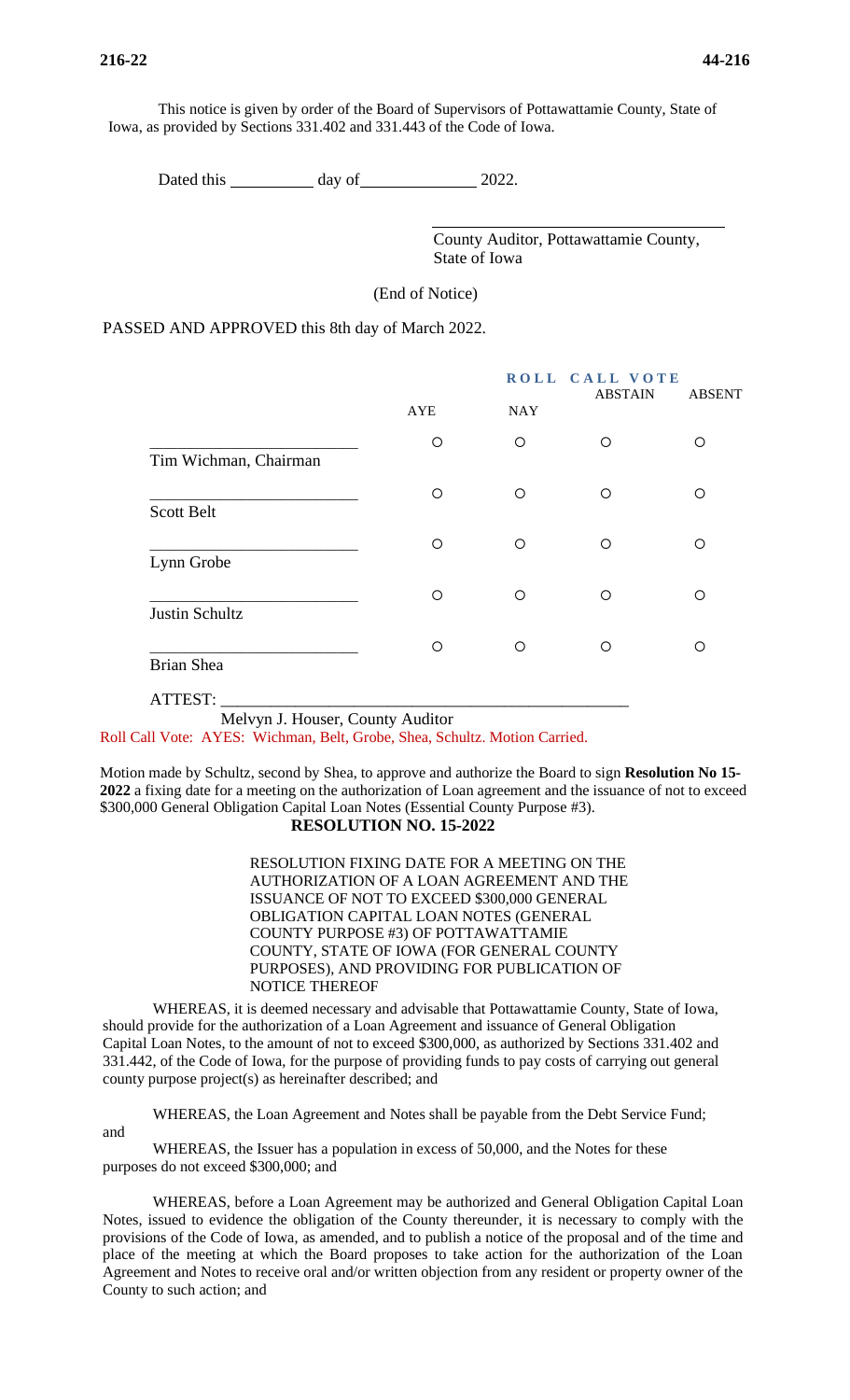This notice is given by order of the Board of Supervisors of Pottawattamie County, State of Iowa, as provided by Sections 331.402 and 331.443 of the Code of Iowa.

Dated this __________ day of______________ 2022.

_________________________________
County Auditor, Pottawattamie County, State of Iowa

(End of Notice)

PASSED AND APPROVED this 8th day of March 2022.

| | ROLL CALL VOTE | | | |
|---|---|---|---|---|
| | AYE | NAY | ABSTAIN | ABSENT |
| _______________________ Tim Wichman, Chairman | ○ | ○ | ○ | ○ |
| _______________________ Scott Belt | ○ | ○ | ○ | ○ |
| _______________________ Lynn Grobe | ○ | ○ | ○ | ○ |
| _______________________ Justin Schultz | ○ | ○ | ○ | ○ |
| _______________________ Brian Shea | ○ | ○ | ○ | ○ |

ATTEST: ______________________________________________
Melvyn J. Houser, County Auditor

Roll Call Vote: AYES: Wichman, Belt, Grobe, Shea, Schultz. Motion Carried.

Motion made by Schultz, second by Shea, to approve and authorize the Board to sign **Resolution No 15-2022** a fixing date for a meeting on the authorization of Loan agreement and the issuance of not to exceed $300,000 General Obligation Capital Loan Notes (Essential County Purpose #3).

**RESOLUTION NO. 15-2022**

RESOLUTION FIXING DATE FOR A MEETING ON THE AUTHORIZATION OF A LOAN AGREEMENT AND THE ISSUANCE OF NOT TO EXCEED $300,000 GENERAL OBLIGATION CAPITAL LOAN NOTES (GENERAL COUNTY PURPOSE #3) OF POTTAWATTAMIE COUNTY, STATE OF IOWA (FOR GENERAL COUNTY PURPOSES), AND PROVIDING FOR PUBLICATION OF NOTICE THEREOF

WHEREAS, it is deemed necessary and advisable that Pottawattamie County, State of Iowa, should provide for the authorization of a Loan Agreement and issuance of General Obligation Capital Loan Notes, to the amount of not to exceed $300,000, as authorized by Sections 331.402 and 331.442, of the Code of Iowa, for the purpose of providing funds to pay costs of carrying out general county purpose project(s) as hereinafter described; and

WHEREAS, the Loan Agreement and Notes shall be payable from the Debt Service Fund; and

WHEREAS, the Issuer has a population in excess of 50,000, and the Notes for these purposes do not exceed $300,000; and

WHEREAS, before a Loan Agreement may be authorized and General Obligation Capital Loan Notes, issued to evidence the obligation of the County thereunder, it is necessary to comply with the provisions of the Code of Iowa, as amended, and to publish a notice of the proposal and of the time and place of the meeting at which the Board proposes to take action for the authorization of the Loan Agreement and Notes to receive oral and/or written objection from any resident or property owner of the County to such action; and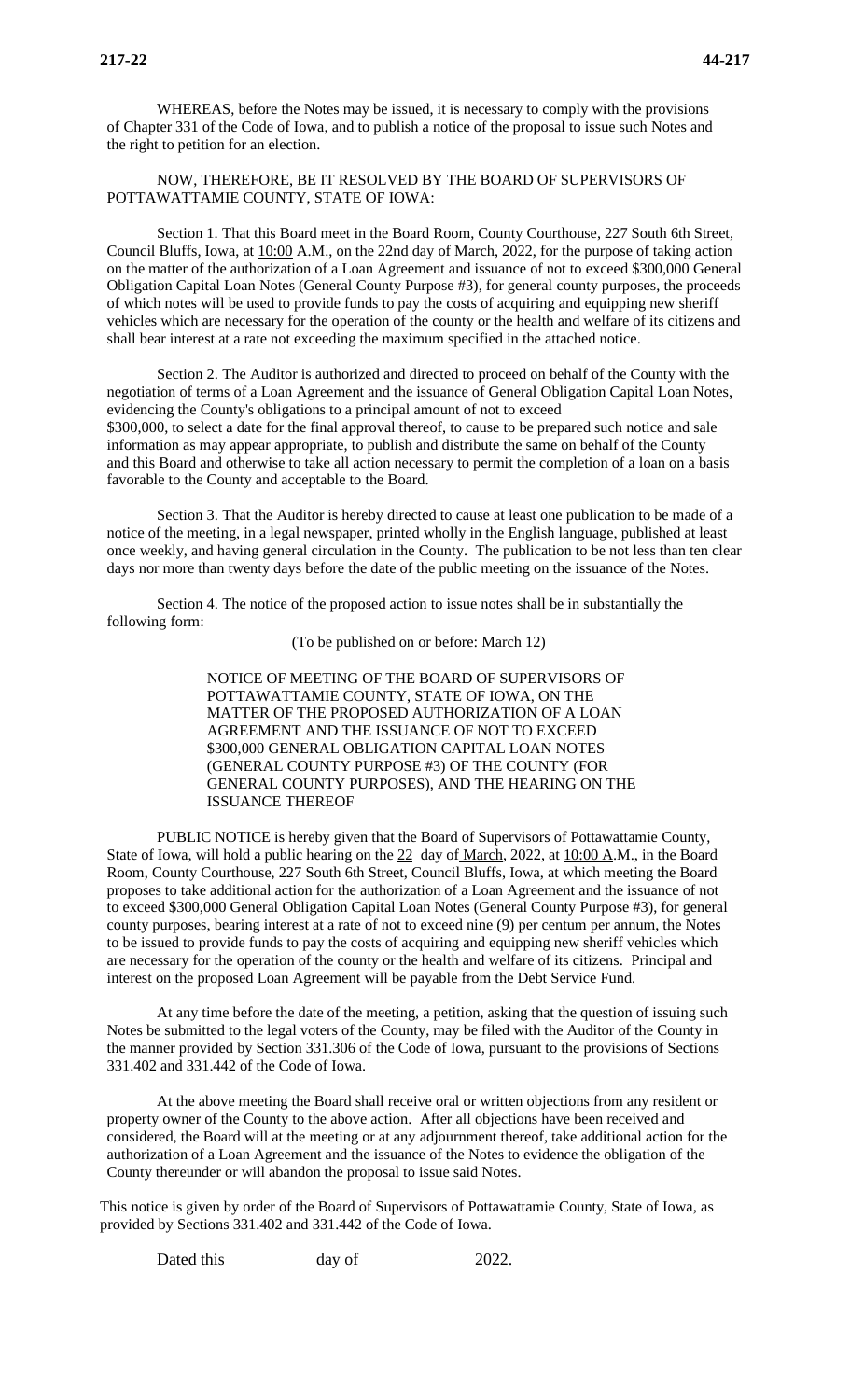WHEREAS, before the Notes may be issued, it is necessary to comply with the provisions of Chapter 331 of the Code of Iowa, and to publish a notice of the proposal to issue such Notes and the right to petition for an election.

NOW, THEREFORE, BE IT RESOLVED BY THE BOARD OF SUPERVISORS OF POTTAWATTAMIE COUNTY, STATE OF IOWA:

Section 1. That this Board meet in the Board Room, County Courthouse, 227 South 6th Street, Council Bluffs, Iowa, at 10:00 A.M., on the 22nd day of March, 2022, for the purpose of taking action on the matter of the authorization of a Loan Agreement and issuance of not to exceed $300,000 General Obligation Capital Loan Notes (General County Purpose #3), for general county purposes, the proceeds of which notes will be used to provide funds to pay the costs of acquiring and equipping new sheriff vehicles which are necessary for the operation of the county or the health and welfare of its citizens and shall bear interest at a rate not exceeding the maximum specified in the attached notice.

Section 2. The Auditor is authorized and directed to proceed on behalf of the County with the negotiation of terms of a Loan Agreement and the issuance of General Obligation Capital Loan Notes, evidencing the County's obligations to a principal amount of not to exceed $300,000, to select a date for the final approval thereof, to cause to be prepared such notice and sale information as may appear appropriate, to publish and distribute the same on behalf of the County and this Board and otherwise to take all action necessary to permit the completion of a loan on a basis favorable to the County and acceptable to the Board.

Section 3. That the Auditor is hereby directed to cause at least one publication to be made of a notice of the meeting, in a legal newspaper, printed wholly in the English language, published at least once weekly, and having general circulation in the County. The publication to be not less than ten clear days nor more than twenty days before the date of the public meeting on the issuance of the Notes.

Section 4. The notice of the proposed action to issue notes shall be in substantially the following form:

(To be published on or before: March 12)

NOTICE OF MEETING OF THE BOARD OF SUPERVISORS OF POTTAWATTAMIE COUNTY, STATE OF IOWA, ON THE MATTER OF THE PROPOSED AUTHORIZATION OF A LOAN AGREEMENT AND THE ISSUANCE OF NOT TO EXCEED $300,000 GENERAL OBLIGATION CAPITAL LOAN NOTES (GENERAL COUNTY PURPOSE #3) OF THE COUNTY (FOR GENERAL COUNTY PURPOSES), AND THE HEARING ON THE ISSUANCE THEREOF

PUBLIC NOTICE is hereby given that the Board of Supervisors of Pottawattamie County, State of Iowa, will hold a public hearing on the 22 day of March, 2022, at 10:00 A.M., in the Board Room, County Courthouse, 227 South 6th Street, Council Bluffs, Iowa, at which meeting the Board proposes to take additional action for the authorization of a Loan Agreement and the issuance of not to exceed $300,000 General Obligation Capital Loan Notes (General County Purpose #3), for general county purposes, bearing interest at a rate of not to exceed nine (9) per centum per annum, the Notes to be issued to provide funds to pay the costs of acquiring and equipping new sheriff vehicles which are necessary for the operation of the county or the health and welfare of its citizens. Principal and interest on the proposed Loan Agreement will be payable from the Debt Service Fund.

At any time before the date of the meeting, a petition, asking that the question of issuing such Notes be submitted to the legal voters of the County, may be filed with the Auditor of the County in the manner provided by Section 331.306 of the Code of Iowa, pursuant to the provisions of Sections 331.402 and 331.442 of the Code of Iowa.

At the above meeting the Board shall receive oral or written objections from any resident or property owner of the County to the above action. After all objections have been received and considered, the Board will at the meeting or at any adjournment thereof, take additional action for the authorization of a Loan Agreement and the issuance of the Notes to evidence the obligation of the County thereunder or will abandon the proposal to issue said Notes.

This notice is given by order of the Board of Supervisors of Pottawattamie County, State of Iowa, as provided by Sections 331.402 and 331.442 of the Code of Iowa.

Dated this __________ day of ______________ 2022.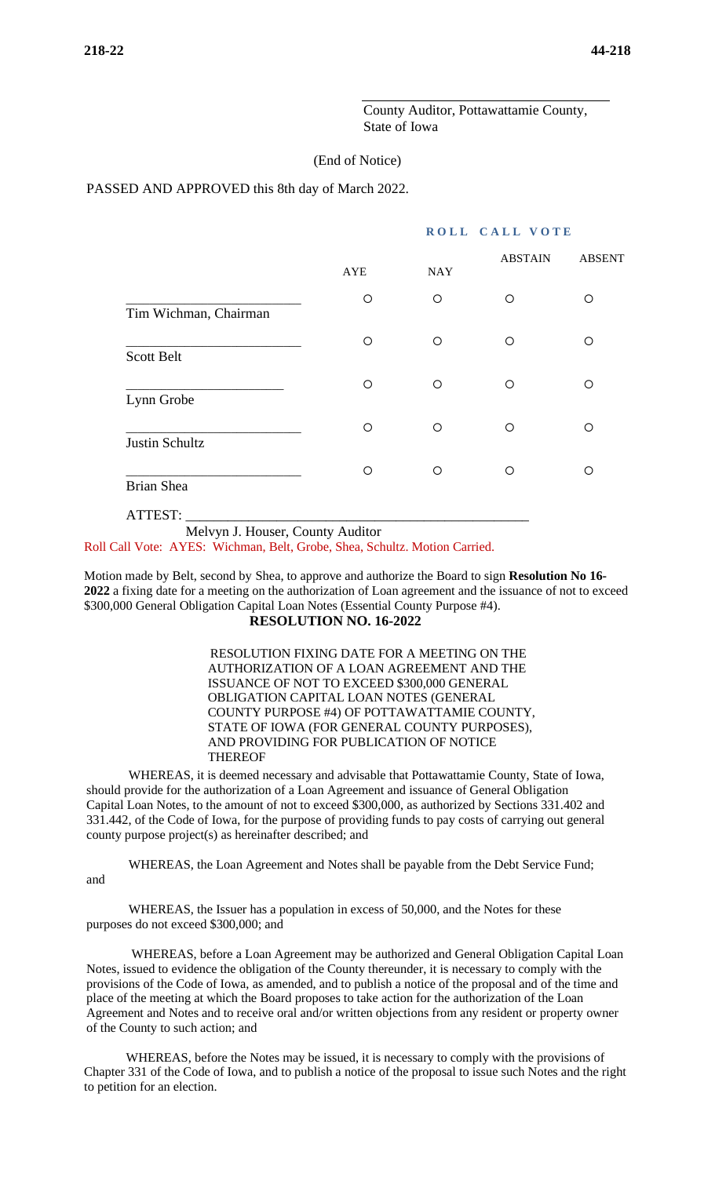\_\_\_\_\_\_\_\_\_\_\_\_\_\_\_\_\_\_\_\_\_\_\_\_\_\_\_\_\_\_\_\_\_\_

County Auditor, Pottawattamie County, State of Iowa

(End of Notice)

PASSED AND APPROVED this 8th day of March 2022.

**ROLL CALL VOTE**

| | AYE | NAY | ABSTAIN | ABSENT |
|---|---|---|---|---|
| Tim Wichman, Chairman | ○ | ○ | ○ | ○ |
| Scott Belt | ○ | ○ | ○ | ○ |
| Lynn Grobe | ○ | ○ | ○ | ○ |
| Justin Schultz | ○ | ○ | ○ | ○ |
| Brian Shea | ○ | ○ | ○ | ○ |

ATTEST: \_\_\_\_\_\_\_\_\_\_\_\_\_\_\_\_\_\_\_\_\_\_\_\_\_\_\_\_\_\_\_\_\_\_\_\_\_\_\_\_\_\_\_\_\_\_\_\_\_\_

Melvyn J. Houser, County Auditor

Roll Call Vote: AYES: Wichman, Belt, Grobe, Shea, Schultz. Motion Carried.

Motion made by Belt, second by Shea, to approve and authorize the Board to sign **Resolution No 16-2022** a fixing date for a meeting on the authorization of Loan agreement and the issuance of not to exceed $300,000 General Obligation Capital Loan Notes (Essential County Purpose #4).

**RESOLUTION NO. 16-2022**

RESOLUTION FIXING DATE FOR A MEETING ON THE AUTHORIZATION OF A LOAN AGREEMENT AND THE ISSUANCE OF NOT TO EXCEED $300,000 GENERAL OBLIGATION CAPITAL LOAN NOTES (GENERAL COUNTY PURPOSE #4) OF POTTAWATTAMIE COUNTY, STATE OF IOWA (FOR GENERAL COUNTY PURPOSES), AND PROVIDING FOR PUBLICATION OF NOTICE THEREOF

WHEREAS, it is deemed necessary and advisable that Pottawattamie County, State of Iowa, should provide for the authorization of a Loan Agreement and issuance of General Obligation Capital Loan Notes, to the amount of not to exceed $300,000, as authorized by Sections 331.402 and 331.442, of the Code of Iowa, for the purpose of providing funds to pay costs of carrying out general county purpose project(s) as hereinafter described; and

WHEREAS, the Loan Agreement and Notes shall be payable from the Debt Service Fund; and

WHEREAS, the Issuer has a population in excess of 50,000, and the Notes for these purposes do not exceed $300,000; and

WHEREAS, before a Loan Agreement may be authorized and General Obligation Capital Loan Notes, issued to evidence the obligation of the County thereunder, it is necessary to comply with the provisions of the Code of Iowa, as amended, and to publish a notice of the proposal and of the time and place of the meeting at which the Board proposes to take action for the authorization of the Loan Agreement and Notes and to receive oral and/or written objections from any resident or property owner of the County to such action; and

WHEREAS, before the Notes may be issued, it is necessary to comply with the provisions of Chapter 331 of the Code of Iowa, and to publish a notice of the proposal to issue such Notes and the right to petition for an election.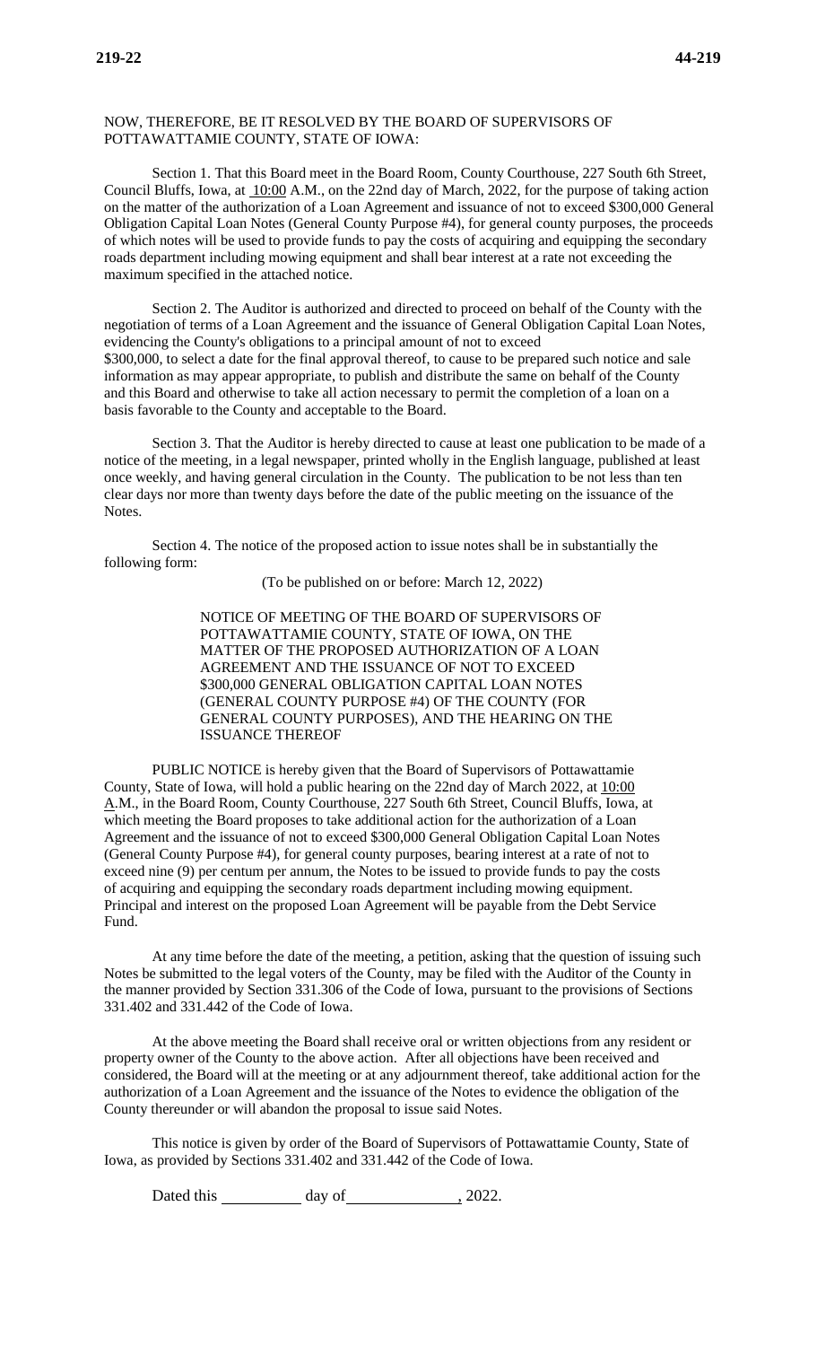NOW, THEREFORE, BE IT RESOLVED BY THE BOARD OF SUPERVISORS OF POTTAWATTAMIE COUNTY, STATE OF IOWA:

Section 1. That this Board meet in the Board Room, County Courthouse, 227 South 6th Street, Council Bluffs, Iowa, at 10:00 A.M., on the 22nd day of March, 2022, for the purpose of taking action on the matter of the authorization of a Loan Agreement and issuance of not to exceed $300,000 General Obligation Capital Loan Notes (General County Purpose #4), for general county purposes, the proceeds of which notes will be used to provide funds to pay the costs of acquiring and equipping the secondary roads department including mowing equipment and shall bear interest at a rate not exceeding the maximum specified in the attached notice.

Section 2. The Auditor is authorized and directed to proceed on behalf of the County with the negotiation of terms of a Loan Agreement and the issuance of General Obligation Capital Loan Notes, evidencing the County's obligations to a principal amount of not to exceed $300,000, to select a date for the final approval thereof, to cause to be prepared such notice and sale information as may appear appropriate, to publish and distribute the same on behalf of the County and this Board and otherwise to take all action necessary to permit the completion of a loan on a basis favorable to the County and acceptable to the Board.

Section 3. That the Auditor is hereby directed to cause at least one publication to be made of a notice of the meeting, in a legal newspaper, printed wholly in the English language, published at least once weekly, and having general circulation in the County. The publication to be not less than ten clear days nor more than twenty days before the date of the public meeting on the issuance of the Notes.

Section 4. The notice of the proposed action to issue notes shall be in substantially the following form:

(To be published on or before: March 12, 2022)

NOTICE OF MEETING OF THE BOARD OF SUPERVISORS OF POTTAWATTAMIE COUNTY, STATE OF IOWA, ON THE MATTER OF THE PROPOSED AUTHORIZATION OF A LOAN AGREEMENT AND THE ISSUANCE OF NOT TO EXCEED $300,000 GENERAL OBLIGATION CAPITAL LOAN NOTES (GENERAL COUNTY PURPOSE #4) OF THE COUNTY (FOR GENERAL COUNTY PURPOSES), AND THE HEARING ON THE ISSUANCE THEREOF

PUBLIC NOTICE is hereby given that the Board of Supervisors of Pottawattamie County, State of Iowa, will hold a public hearing on the 22nd day of March 2022, at 10:00 A.M., in the Board Room, County Courthouse, 227 South 6th Street, Council Bluffs, Iowa, at which meeting the Board proposes to take additional action for the authorization of a Loan Agreement and the issuance of not to exceed $300,000 General Obligation Capital Loan Notes (General County Purpose #4), for general county purposes, bearing interest at a rate of not to exceed nine (9) per centum per annum, the Notes to be issued to provide funds to pay the costs of acquiring and equipping the secondary roads department including mowing equipment. Principal and interest on the proposed Loan Agreement will be payable from the Debt Service Fund.

At any time before the date of the meeting, a petition, asking that the question of issuing such Notes be submitted to the legal voters of the County, may be filed with the Auditor of the County in the manner provided by Section 331.306 of the Code of Iowa, pursuant to the provisions of Sections 331.402 and 331.442 of the Code of Iowa.

At the above meeting the Board shall receive oral or written objections from any resident or property owner of the County to the above action. After all objections have been received and considered, the Board will at the meeting or at any adjournment thereof, take additional action for the authorization of a Loan Agreement and the issuance of the Notes to evidence the obligation of the County thereunder or will abandon the proposal to issue said Notes.

This notice is given by order of the Board of Supervisors of Pottawattamie County, State of Iowa, as provided by Sections 331.402 and 331.442 of the Code of Iowa.

Dated this \_\_\_\_\_\_\_\_\_\_ day of \_\_\_\_\_\_\_\_\_\_\_\_\_\_, 2022.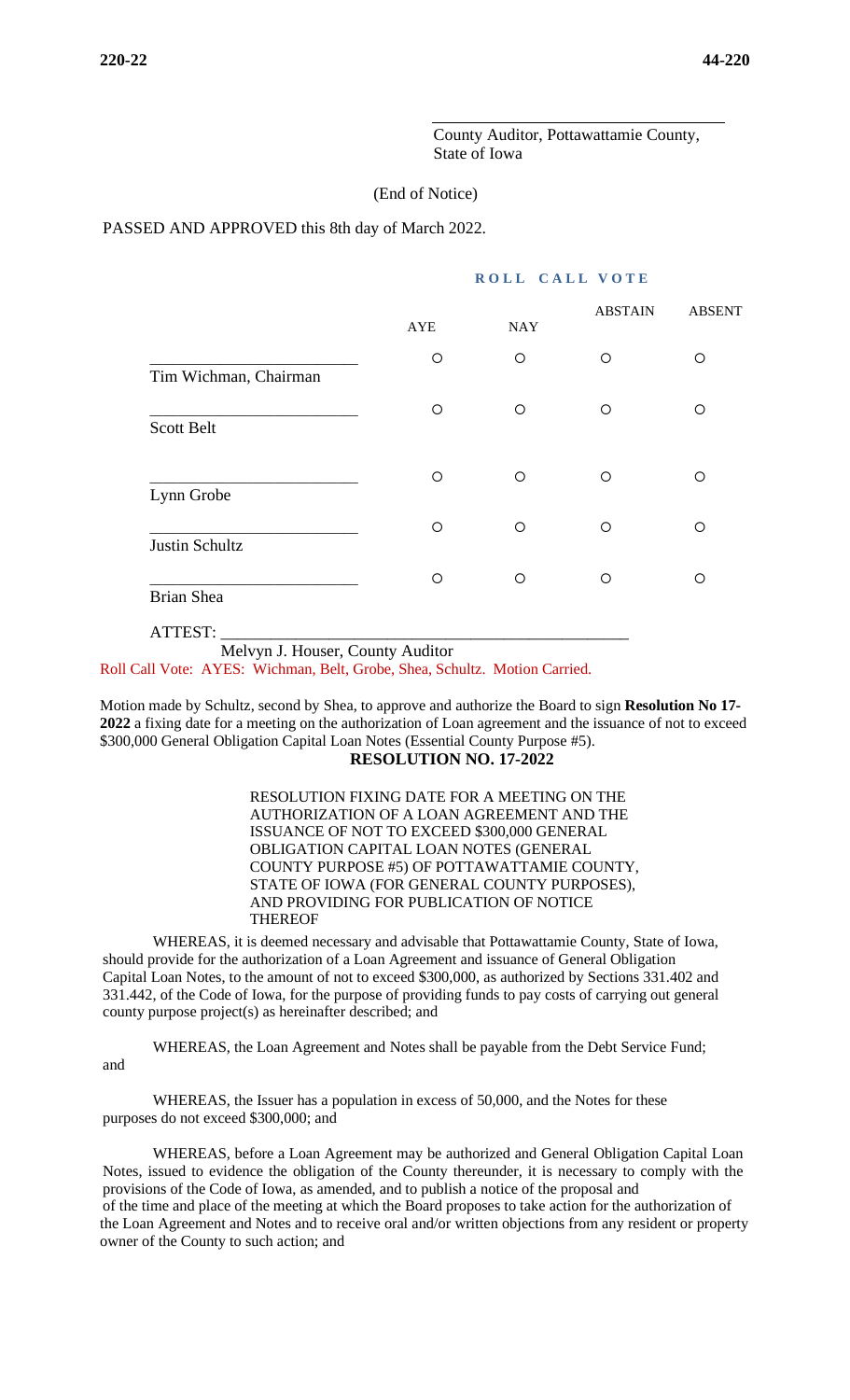\_\_\_\_\_\_\_\_\_\_\_\_\_\_\_\_\_\_\_\_\_\_\_\_\_\_\_\_\_\_\_\_\_\_\_\_
County Auditor, Pottawattamie County, State of Iowa

(End of Notice)

PASSED AND APPROVED this 8th day of March 2022.

**ROLL CALL VOTE**

| | AYE | NAY | ABSTAIN | ABSENT |
|---|---|---|---|---|
| \_\_\_\_\_\_\_\_\_\_\_\_\_\_\_\_\_\_\_\_\_\_\_\_\_\_ Tim Wichman, Chairman | ○ | ○ | ○ | ○ |
| \_\_\_\_\_\_\_\_\_\_\_\_\_\_\_\_\_\_\_\_\_\_\_\_\_\_ Scott Belt | ○ | ○ | ○ | ○ |
| \_\_\_\_\_\_\_\_\_\_\_\_\_\_\_\_\_\_\_\_\_\_\_\_\_\_ Lynn Grobe | ○ | ○ | ○ | ○ |
| \_\_\_\_\_\_\_\_\_\_\_\_\_\_\_\_\_\_\_\_\_\_\_\_\_\_ Justin Schultz | ○ | ○ | ○ | ○ |
| \_\_\_\_\_\_\_\_\_\_\_\_\_\_\_\_\_\_\_\_\_\_\_\_\_\_ Brian Shea | ○ | ○ | ○ | ○ |

ATTEST: \_\_\_\_\_\_\_\_\_\_\_\_\_\_\_\_\_\_\_\_\_\_\_\_\_\_\_\_\_\_\_\_\_\_\_\_\_\_\_\_\_\_\_\_\_\_\_\_\_\_
Melvyn J. Houser, County Auditor

Roll Call Vote: AYES: Wichman, Belt, Grobe, Shea, Schultz. Motion Carried.

Motion made by Schultz, second by Shea, to approve and authorize the Board to sign **Resolution No 17-2022** a fixing date for a meeting on the authorization of Loan agreement and the issuance of not to exceed $300,000 General Obligation Capital Loan Notes (Essential County Purpose #5).

**RESOLUTION NO. 17-2022**

RESOLUTION FIXING DATE FOR A MEETING ON THE AUTHORIZATION OF A LOAN AGREEMENT AND THE ISSUANCE OF NOT TO EXCEED $300,000 GENERAL OBLIGATION CAPITAL LOAN NOTES (GENERAL COUNTY PURPOSE #5) OF POTTAWATTAMIE COUNTY, STATE OF IOWA (FOR GENERAL COUNTY PURPOSES), AND PROVIDING FOR PUBLICATION OF NOTICE THEREOF

WHEREAS, it is deemed necessary and advisable that Pottawattamie County, State of Iowa, should provide for the authorization of a Loan Agreement and issuance of General Obligation Capital Loan Notes, to the amount of not to exceed $300,000, as authorized by Sections 331.402 and 331.442, of the Code of Iowa, for the purpose of providing funds to pay costs of carrying out general county purpose project(s) as hereinafter described; and

WHEREAS, the Loan Agreement and Notes shall be payable from the Debt Service Fund; and

WHEREAS, the Issuer has a population in excess of 50,000, and the Notes for these purposes do not exceed $300,000; and

WHEREAS, before a Loan Agreement may be authorized and General Obligation Capital Loan Notes, issued to evidence the obligation of the County thereunder, it is necessary to comply with the provisions of the Code of Iowa, as amended, and to publish a notice of the proposal and of the time and place of the meeting at which the Board proposes to take action for the authorization of the Loan Agreement and Notes and to receive oral and/or written objections from any resident or property owner of the County to such action; and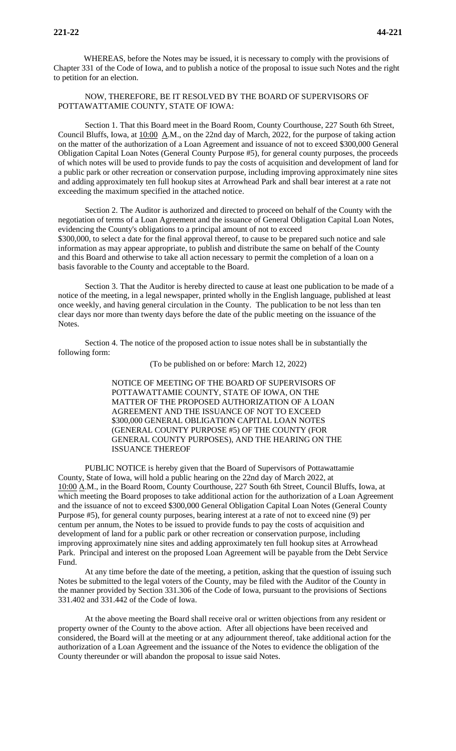WHEREAS, before the Notes may be issued, it is necessary to comply with the provisions of Chapter 331 of the Code of Iowa, and to publish a notice of the proposal to issue such Notes and the right to petition for an election.

NOW, THEREFORE, BE IT RESOLVED BY THE BOARD OF SUPERVISORS OF POTTAWATTAMIE COUNTY, STATE OF IOWA:

Section 1. That this Board meet in the Board Room, County Courthouse, 227 South 6th Street, Council Bluffs, Iowa, at 10:00 A.M., on the 22nd day of March, 2022, for the purpose of taking action on the matter of the authorization of a Loan Agreement and issuance of not to exceed $300,000 General Obligation Capital Loan Notes (General County Purpose #5), for general county purposes, the proceeds of which notes will be used to provide funds to pay the costs of acquisition and development of land for a public park or other recreation or conservation purpose, including improving approximately nine sites and adding approximately ten full hookup sites at Arrowhead Park and shall bear interest at a rate not exceeding the maximum specified in the attached notice.

Section 2. The Auditor is authorized and directed to proceed on behalf of the County with the negotiation of terms of a Loan Agreement and the issuance of General Obligation Capital Loan Notes, evidencing the County's obligations to a principal amount of not to exceed $300,000, to select a date for the final approval thereof, to cause to be prepared such notice and sale information as may appear appropriate, to publish and distribute the same on behalf of the County and this Board and otherwise to take all action necessary to permit the completion of a loan on a basis favorable to the County and acceptable to the Board.

Section 3. That the Auditor is hereby directed to cause at least one publication to be made of a notice of the meeting, in a legal newspaper, printed wholly in the English language, published at least once weekly, and having general circulation in the County. The publication to be not less than ten clear days nor more than twenty days before the date of the public meeting on the issuance of the Notes.

Section 4. The notice of the proposed action to issue notes shall be in substantially the following form:

(To be published on or before: March 12, 2022)

NOTICE OF MEETING OF THE BOARD OF SUPERVISORS OF POTTAWATTAMIE COUNTY, STATE OF IOWA, ON THE MATTER OF THE PROPOSED AUTHORIZATION OF A LOAN AGREEMENT AND THE ISSUANCE OF NOT TO EXCEED $300,000 GENERAL OBLIGATION CAPITAL LOAN NOTES (GENERAL COUNTY PURPOSE #5) OF THE COUNTY (FOR GENERAL COUNTY PURPOSES), AND THE HEARING ON THE ISSUANCE THEREOF

PUBLIC NOTICE is hereby given that the Board of Supervisors of Pottawattamie County, State of Iowa, will hold a public hearing on the 22nd day of March 2022, at 10:00 A.M., in the Board Room, County Courthouse, 227 South 6th Street, Council Bluffs, Iowa, at which meeting the Board proposes to take additional action for the authorization of a Loan Agreement and the issuance of not to exceed $300,000 General Obligation Capital Loan Notes (General County Purpose #5), for general county purposes, bearing interest at a rate of not to exceed nine (9) per centum per annum, the Notes to be issued to provide funds to pay the costs of acquisition and development of land for a public park or other recreation or conservation purpose, including improving approximately nine sites and adding approximately ten full hookup sites at Arrowhead Park. Principal and interest on the proposed Loan Agreement will be payable from the Debt Service Fund.

At any time before the date of the meeting, a petition, asking that the question of issuing such Notes be submitted to the legal voters of the County, may be filed with the Auditor of the County in the manner provided by Section 331.306 of the Code of Iowa, pursuant to the provisions of Sections 331.402 and 331.442 of the Code of Iowa.

At the above meeting the Board shall receive oral or written objections from any resident or property owner of the County to the above action. After all objections have been received and considered, the Board will at the meeting or at any adjournment thereof, take additional action for the authorization of a Loan Agreement and the issuance of the Notes to evidence the obligation of the County thereunder or will abandon the proposal to issue said Notes.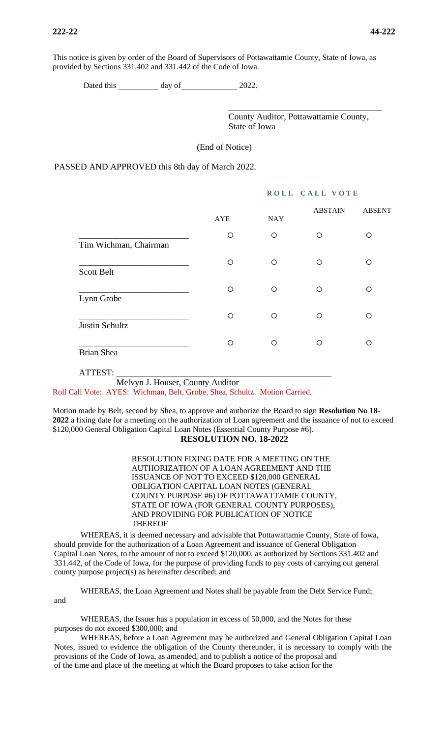This notice is given by order of the Board of Supervisors of Pottawattamie County, State of Iowa, as provided by Sections 331.402 and 331.442 of the Code of Iowa.

Dated this __________ day of ______________ 2022.

___________________________________
County Auditor, Pottawattamie County, State of Iowa

(End of Notice)

PASSED AND APPROVED this 8th day of March 2022.

**ROLL CALL VOTE**

| | AYE | NAY | ABSTAIN | ABSENT |
|---|---|---|---|---|
| Tim Wichman, Chairman | ○ | ○ | ○ | ○ |
| Scott Belt | ○ | ○ | ○ | ○ |
| Lynn Grobe | ○ | ○ | ○ | ○ |
| Justin Schultz | ○ | ○ | ○ | ○ |
| Brian Shea | ○ | ○ | ○ | ○ |

ATTEST: ____________________________________________
Melvyn J. Houser, County Auditor

Roll Call Vote: AYES: Wichman, Belt, Grobe, Shea, Schultz. Motion Carried.

Motion made by Belt, second by Shea, to approve and authorize the Board to sign **Resolution No 18-2022** a fixing date for a meeting on the authorization of Loan agreement and the issuance of not to exceed $120,000 General Obligation Capital Loan Notes (Essential County Purpose #6).

**RESOLUTION NO. 18-2022**

RESOLUTION FIXING DATE FOR A MEETING ON THE AUTHORIZATION OF A LOAN AGREEMENT AND THE ISSUANCE OF NOT TO EXCEED $120,000 GENERAL OBLIGATION CAPITAL LOAN NOTES (GENERAL COUNTY PURPOSE #6) OF POTTAWATTAMIE COUNTY, STATE OF IOWA (FOR GENERAL COUNTY PURPOSES), AND PROVIDING FOR PUBLICATION OF NOTICE THEREOF

WHEREAS, it is deemed necessary and advisable that Pottawattamie County, State of Iowa, should provide for the authorization of a Loan Agreement and issuance of General Obligation Capital Loan Notes, to the amount of not to exceed $120,000, as authorized by Sections 331.402 and 331.442, of the Code of Iowa, for the purpose of providing funds to pay costs of carrying out general county purpose project(s) as hereinafter described; and

WHEREAS, the Loan Agreement and Notes shall be payable from the Debt Service Fund; and

WHEREAS, the Issuer has a population in excess of 50,000, and the Notes for these purposes do not exceed $300,000; and

WHEREAS, before a Loan Agreement may be authorized and General Obligation Capital Loan Notes, issued to evidence the obligation of the County thereunder, it is necessary to comply with the provisions of the Code of Iowa, as amended, and to publish a notice of the proposal and of the time and place of the meeting at which the Board proposes to take action for the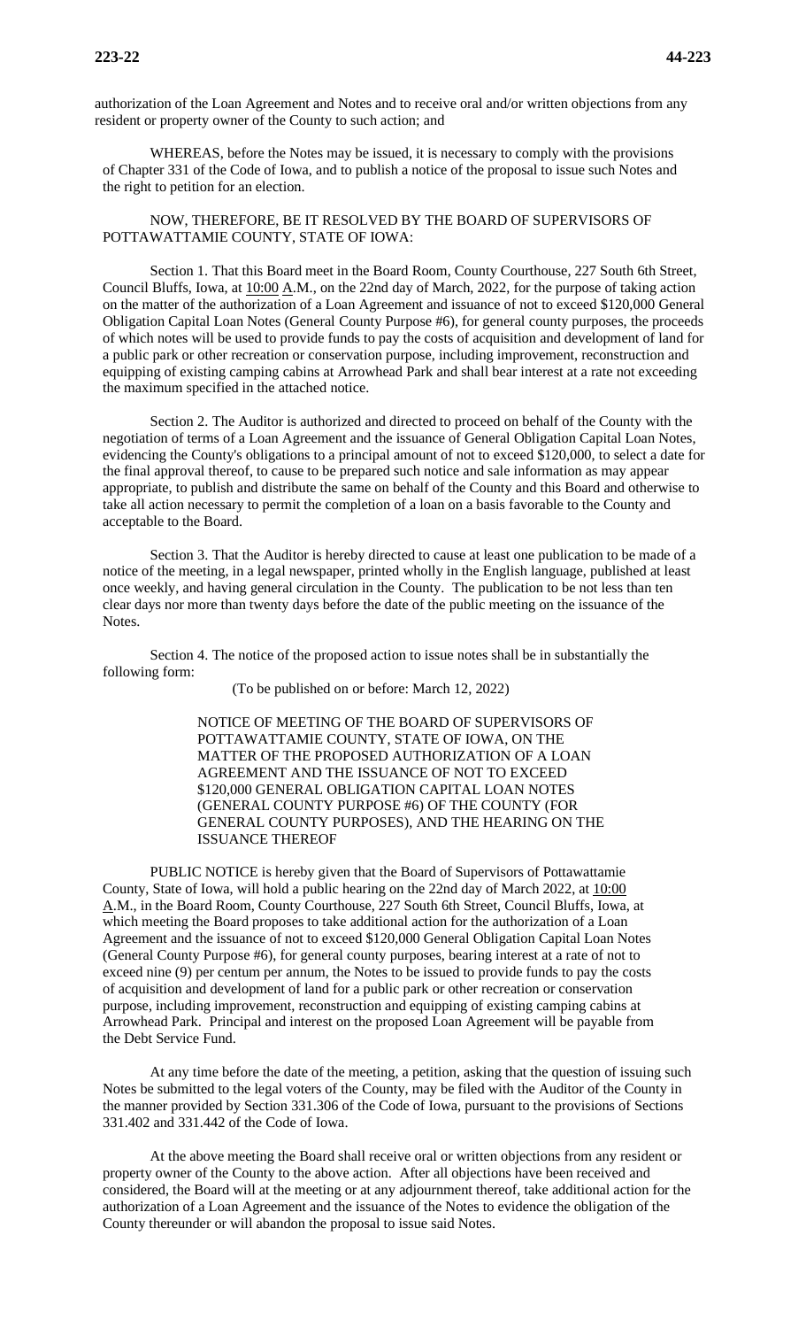authorization of the Loan Agreement and Notes and to receive oral and/or written objections from any resident or property owner of the County to such action; and

WHEREAS, before the Notes may be issued, it is necessary to comply with the provisions of Chapter 331 of the Code of Iowa, and to publish a notice of the proposal to issue such Notes and the right to petition for an election.

NOW, THEREFORE, BE IT RESOLVED BY THE BOARD OF SUPERVISORS OF POTTAWATTAMIE COUNTY, STATE OF IOWA:

Section 1. That this Board meet in the Board Room, County Courthouse, 227 South 6th Street, Council Bluffs, Iowa, at 10:00 A.M., on the 22nd day of March, 2022, for the purpose of taking action on the matter of the authorization of a Loan Agreement and issuance of not to exceed $120,000 General Obligation Capital Loan Notes (General County Purpose #6), for general county purposes, the proceeds of which notes will be used to provide funds to pay the costs of acquisition and development of land for a public park or other recreation or conservation purpose, including improvement, reconstruction and equipping of existing camping cabins at Arrowhead Park and shall bear interest at a rate not exceeding the maximum specified in the attached notice.

Section 2. The Auditor is authorized and directed to proceed on behalf of the County with the negotiation of terms of a Loan Agreement and the issuance of General Obligation Capital Loan Notes, evidencing the County's obligations to a principal amount of not to exceed $120,000, to select a date for the final approval thereof, to cause to be prepared such notice and sale information as may appear appropriate, to publish and distribute the same on behalf of the County and this Board and otherwise to take all action necessary to permit the completion of a loan on a basis favorable to the County and acceptable to the Board.

Section 3. That the Auditor is hereby directed to cause at least one publication to be made of a notice of the meeting, in a legal newspaper, printed wholly in the English language, published at least once weekly, and having general circulation in the County. The publication to be not less than ten clear days nor more than twenty days before the date of the public meeting on the issuance of the Notes.

Section 4. The notice of the proposed action to issue notes shall be in substantially the following form:

(To be published on or before: March 12, 2022)

NOTICE OF MEETING OF THE BOARD OF SUPERVISORS OF POTTAWATTAMIE COUNTY, STATE OF IOWA, ON THE MATTER OF THE PROPOSED AUTHORIZATION OF A LOAN AGREEMENT AND THE ISSUANCE OF NOT TO EXCEED $120,000 GENERAL OBLIGATION CAPITAL LOAN NOTES (GENERAL COUNTY PURPOSE #6) OF THE COUNTY (FOR GENERAL COUNTY PURPOSES), AND THE HEARING ON THE ISSUANCE THEREOF

PUBLIC NOTICE is hereby given that the Board of Supervisors of Pottawattamie County, State of Iowa, will hold a public hearing on the 22nd day of March 2022, at 10:00 A.M., in the Board Room, County Courthouse, 227 South 6th Street, Council Bluffs, Iowa, at which meeting the Board proposes to take additional action for the authorization of a Loan Agreement and the issuance of not to exceed $120,000 General Obligation Capital Loan Notes (General County Purpose #6), for general county purposes, bearing interest at a rate of not to exceed nine (9) per centum per annum, the Notes to be issued to provide funds to pay the costs of acquisition and development of land for a public park or other recreation or conservation purpose, including improvement, reconstruction and equipping of existing camping cabins at Arrowhead Park. Principal and interest on the proposed Loan Agreement will be payable from the Debt Service Fund.

At any time before the date of the meeting, a petition, asking that the question of issuing such Notes be submitted to the legal voters of the County, may be filed with the Auditor of the County in the manner provided by Section 331.306 of the Code of Iowa, pursuant to the provisions of Sections 331.402 and 331.442 of the Code of Iowa.

At the above meeting the Board shall receive oral or written objections from any resident or property owner of the County to the above action. After all objections have been received and considered, the Board will at the meeting or at any adjournment thereof, take additional action for the authorization of a Loan Agreement and the issuance of the Notes to evidence the obligation of the County thereunder or will abandon the proposal to issue said Notes.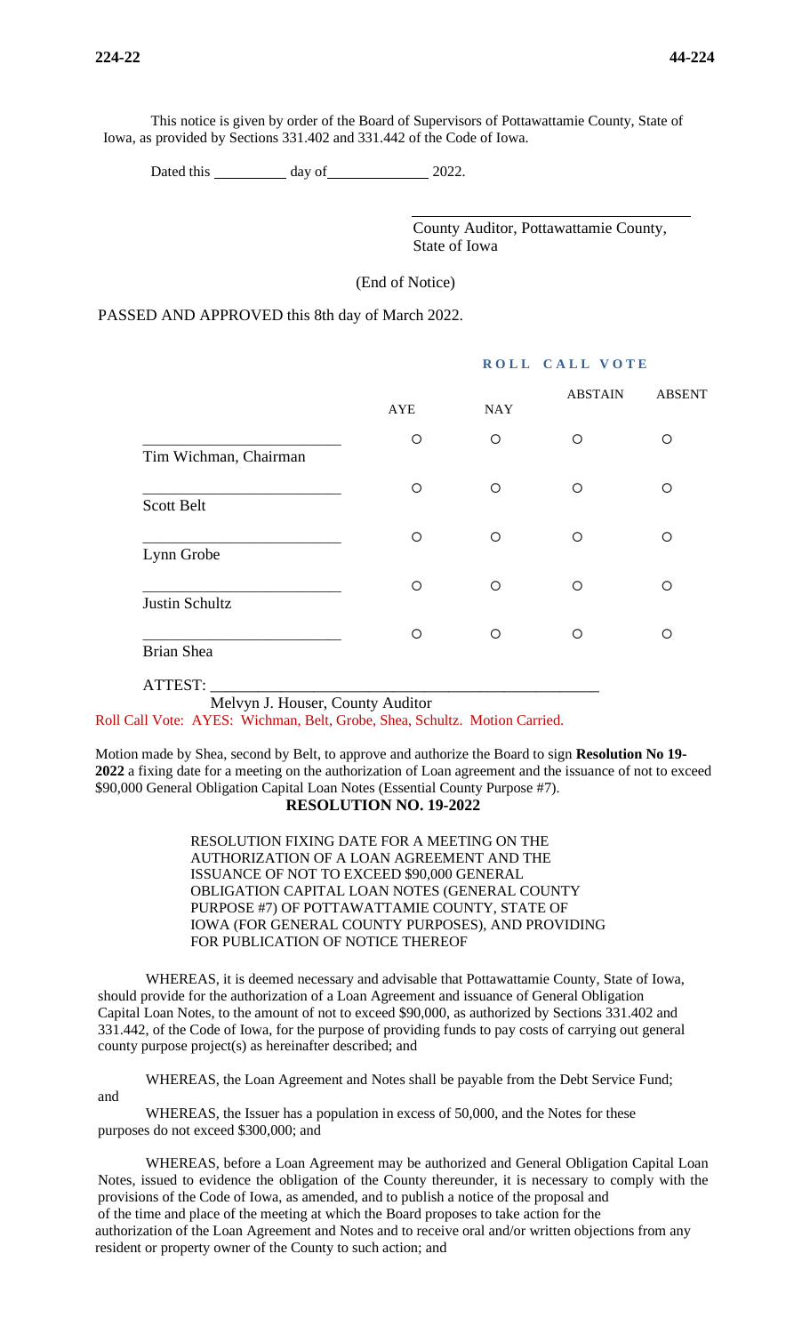This notice is given by order of the Board of Supervisors of Pottawattamie County, State of Iowa, as provided by Sections 331.402 and 331.442 of the Code of Iowa.

Dated this __________ day of______________ 2022.

______________________________
County Auditor, Pottawattamie County, State of Iowa

(End of Notice)

PASSED AND APPROVED this 8th day of March 2022.

**ROLL CALL VOTE**

| | AYE | NAY | ABSTAIN | ABSENT |
|---|---|---|---|---|
| Tim Wichman, Chairman | ○ | ○ | ○ | ○ |
| Scott Belt | ○ | ○ | ○ | ○ |
| Lynn Grobe | ○ | ○ | ○ | ○ |
| Justin Schultz | ○ | ○ | ○ | ○ |
| Brian Shea | ○ | ○ | ○ | ○ |

ATTEST: ______________________________
Melvyn J. Houser, County Auditor

Roll Call Vote: AYES: Wichman, Belt, Grobe, Shea, Schultz. Motion Carried.

Motion made by Shea, second by Belt, to approve and authorize the Board to sign **Resolution No 19-2022** a fixing date for a meeting on the authorization of Loan agreement and the issuance of not to exceed $90,000 General Obligation Capital Loan Notes (Essential County Purpose #7).

**RESOLUTION NO. 19-2022**

RESOLUTION FIXING DATE FOR A MEETING ON THE AUTHORIZATION OF A LOAN AGREEMENT AND THE ISSUANCE OF NOT TO EXCEED $90,000 GENERAL OBLIGATION CAPITAL LOAN NOTES (GENERAL COUNTY PURPOSE #7) OF POTTAWATTAMIE COUNTY, STATE OF IOWA (FOR GENERAL COUNTY PURPOSES), AND PROVIDING FOR PUBLICATION OF NOTICE THEREOF

WHEREAS, it is deemed necessary and advisable that Pottawattamie County, State of Iowa, should provide for the authorization of a Loan Agreement and issuance of General Obligation Capital Loan Notes, to the amount of not to exceed $90,000, as authorized by Sections 331.402 and 331.442, of the Code of Iowa, for the purpose of providing funds to pay costs of carrying out general county purpose project(s) as hereinafter described; and

WHEREAS, the Loan Agreement and Notes shall be payable from the Debt Service Fund; and

WHEREAS, the Issuer has a population in excess of 50,000, and the Notes for these purposes do not exceed $300,000; and

WHEREAS, before a Loan Agreement may be authorized and General Obligation Capital Loan Notes, issued to evidence the obligation of the County thereunder, it is necessary to comply with the provisions of the Code of Iowa, as amended, and to publish a notice of the proposal and of the time and place of the meeting at which the Board proposes to take action for the authorization of the Loan Agreement and Notes and to receive oral and/or written objections from any resident or property owner of the County to such action; and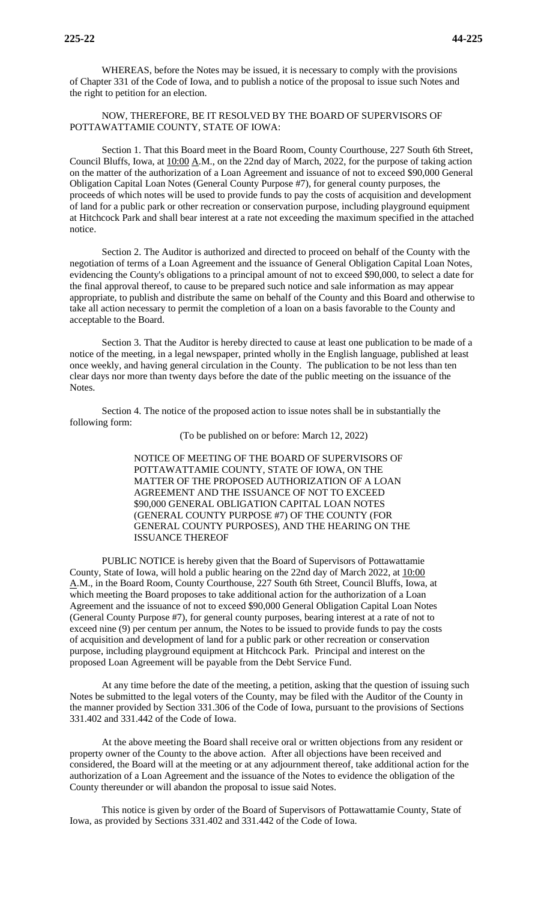WHEREAS, before the Notes may be issued, it is necessary to comply with the provisions of Chapter 331 of the Code of Iowa, and to publish a notice of the proposal to issue such Notes and the right to petition for an election.

NOW, THEREFORE, BE IT RESOLVED BY THE BOARD OF SUPERVISORS OF POTTAWATTAMIE COUNTY, STATE OF IOWA:

Section 1. That this Board meet in the Board Room, County Courthouse, 227 South 6th Street, Council Bluffs, Iowa, at 10:00 A.M., on the 22nd day of March, 2022, for the purpose of taking action on the matter of the authorization of a Loan Agreement and issuance of not to exceed $90,000 General Obligation Capital Loan Notes (General County Purpose #7), for general county purposes, the proceeds of which notes will be used to provide funds to pay the costs of acquisition and development of land for a public park or other recreation or conservation purpose, including playground equipment at Hitchcock Park and shall bear interest at a rate not exceeding the maximum specified in the attached notice.

Section 2. The Auditor is authorized and directed to proceed on behalf of the County with the negotiation of terms of a Loan Agreement and the issuance of General Obligation Capital Loan Notes, evidencing the County's obligations to a principal amount of not to exceed $90,000, to select a date for the final approval thereof, to cause to be prepared such notice and sale information as may appear appropriate, to publish and distribute the same on behalf of the County and this Board and otherwise to take all action necessary to permit the completion of a loan on a basis favorable to the County and acceptable to the Board.

Section 3. That the Auditor is hereby directed to cause at least one publication to be made of a notice of the meeting, in a legal newspaper, printed wholly in the English language, published at least once weekly, and having general circulation in the County. The publication to be not less than ten clear days nor more than twenty days before the date of the public meeting on the issuance of the Notes.

Section 4. The notice of the proposed action to issue notes shall be in substantially the following form:

(To be published on or before: March 12, 2022)

NOTICE OF MEETING OF THE BOARD OF SUPERVISORS OF POTTAWATTAMIE COUNTY, STATE OF IOWA, ON THE MATTER OF THE PROPOSED AUTHORIZATION OF A LOAN AGREEMENT AND THE ISSUANCE OF NOT TO EXCEED $90,000 GENERAL OBLIGATION CAPITAL LOAN NOTES (GENERAL COUNTY PURPOSE #7) OF THE COUNTY (FOR GENERAL COUNTY PURPOSES), AND THE HEARING ON THE ISSUANCE THEREOF

PUBLIC NOTICE is hereby given that the Board of Supervisors of Pottawattamie County, State of Iowa, will hold a public hearing on the 22nd day of March 2022, at 10:00 A.M., in the Board Room, County Courthouse, 227 South 6th Street, Council Bluffs, Iowa, at which meeting the Board proposes to take additional action for the authorization of a Loan Agreement and the issuance of not to exceed $90,000 General Obligation Capital Loan Notes (General County Purpose #7), for general county purposes, bearing interest at a rate of not to exceed nine (9) per centum per annum, the Notes to be issued to provide funds to pay the costs of acquisition and development of land for a public park or other recreation or conservation purpose, including playground equipment at Hitchcock Park. Principal and interest on the proposed Loan Agreement will be payable from the Debt Service Fund.

At any time before the date of the meeting, a petition, asking that the question of issuing such Notes be submitted to the legal voters of the County, may be filed with the Auditor of the County in the manner provided by Section 331.306 of the Code of Iowa, pursuant to the provisions of Sections 331.402 and 331.442 of the Code of Iowa.

At the above meeting the Board shall receive oral or written objections from any resident or property owner of the County to the above action. After all objections have been received and considered, the Board will at the meeting or at any adjournment thereof, take additional action for the authorization of a Loan Agreement and the issuance of the Notes to evidence the obligation of the County thereunder or will abandon the proposal to issue said Notes.

This notice is given by order of the Board of Supervisors of Pottawattamie County, State of Iowa, as provided by Sections 331.402 and 331.442 of the Code of Iowa.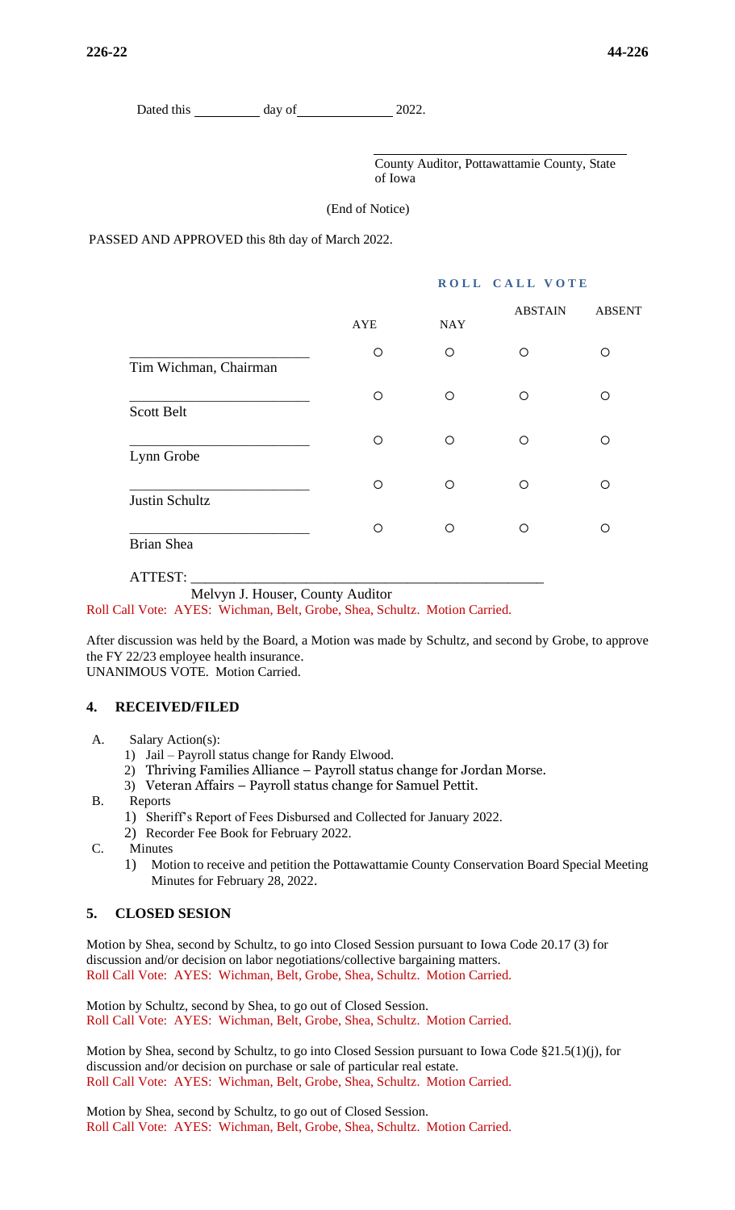Dated this __________ day of______________ 2022.

_______________________________
County Auditor, Pottawattamie County, State of Iowa

(End of Notice)

PASSED AND APPROVED this 8th day of March 2022.

**ROLL CALL VOTE**

| | AYE | NAY | ABSTAIN | ABSENT |
|---|---|---|---|---|
| Tim Wichman, Chairman | ○ | ○ | ○ | ○ |
| Scott Belt | ○ | ○ | ○ | ○ |
| Lynn Grobe | ○ | ○ | ○ | ○ |
| Justin Schultz | ○ | ○ | ○ | ○ |
| Brian Shea | ○ | ○ | ○ | ○ |

ATTEST: ___________________________________________
Melvyn J. Houser, County Auditor

Roll Call Vote: AYES: Wichman, Belt, Grobe, Shea, Schultz. Motion Carried.

After discussion was held by the Board, a Motion was made by Schultz, and second by Grobe, to approve the FY 22/23 employee health insurance.
UNANIMOUS VOTE. Motion Carried.

## 4. RECEIVED/FILED

A. Salary Action(s):
   1) Jail – Payroll status change for Randy Elwood.
   2) Thriving Families Alliance – Payroll status change for Jordan Morse.
   3) Veteran Affairs – Payroll status change for Samuel Pettit.

B. Reports
   1) Sheriff's Report of Fees Disbursed and Collected for January 2022.
   2) Recorder Fee Book for February 2022.

C. Minutes
   1) Motion to receive and petition the Pottawattamie County Conservation Board Special Meeting Minutes for February 28, 2022.

## 5. CLOSED SESION

Motion by Shea, second by Schultz, to go into Closed Session pursuant to Iowa Code 20.17 (3) for discussion and/or decision on labor negotiations/collective bargaining matters.
Roll Call Vote: AYES: Wichman, Belt, Grobe, Shea, Schultz. Motion Carried.

Motion by Schultz, second by Shea, to go out of Closed Session.
Roll Call Vote: AYES: Wichman, Belt, Grobe, Shea, Schultz. Motion Carried.

Motion by Shea, second by Schultz, to go into Closed Session pursuant to Iowa Code §21.5(1)(j), for discussion and/or decision on purchase or sale of particular real estate.
Roll Call Vote: AYES: Wichman, Belt, Grobe, Shea, Schultz. Motion Carried.

Motion by Shea, second by Schultz, to go out of Closed Session.
Roll Call Vote: AYES: Wichman, Belt, Grobe, Shea, Schultz. Motion Carried.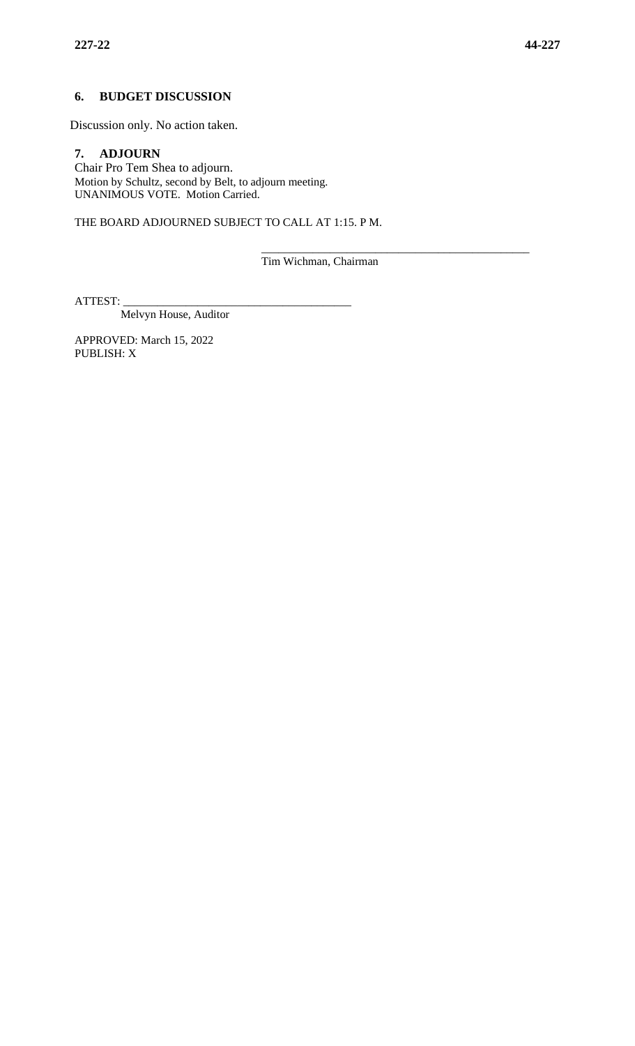## 6. BUDGET DISCUSSION

Discussion only. No action taken.

## 7. ADJOURN

Chair Pro Tem Shea to adjourn.
Motion by Schultz, second by Belt, to adjourn meeting.
UNANIMOUS VOTE. Motion Carried.

THE BOARD ADJOURNED SUBJECT TO CALL AT 1:15. P M.

_______________________________________________
Tim Wichman, Chairman

ATTEST: ________________________________________
Melvyn House, Auditor

APPROVED: March 15, 2022
PUBLISH: X